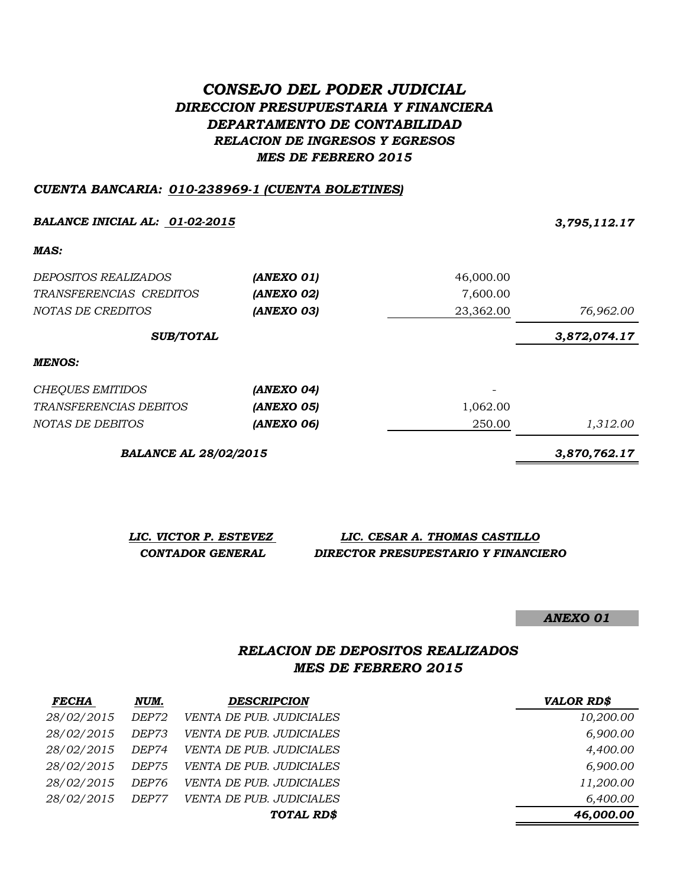# *CONSEJO DEL PODER JUDICIAL*

## *DIRECCION PRESUPUESTARIA Y FINANCIERA*

## *DEPARTAMENTO DE CONTABILIDAD*

### *RELACION DE INGRESOS Y EGRESOS*

### *MES DE FEBRERO 2015*

***CUENTA BANCARIA: 010-238969-1 (CUENTA BOLETINES)***

| | | | |
|---|---|---|---|
| ***BALANCE INICIAL AL: 01-02-2015*** | | | ***3,795,112.17*** |
| ***MAS:*** | | | |
| *DEPOSITOS REALIZADOS* | ***(ANEXO 01)*** | 46,000.00 | |
| *TRANSFERENCIAS CREDITOS* | ***(ANEXO 02)*** | 7,600.00 | |
| *NOTAS DE CREDITOS* | ***(ANEXO 03)*** | 23,362.00 | *76,962.00* |
| ***SUB/TOTAL*** | | | ***3,872,074.17*** |
| ***MENOS:*** | | | |
| *CHEQUES EMITIDOS* | ***(ANEXO 04)*** | - | |
| *TRANSFERENCIAS DEBITOS* | ***(ANEXO 05)*** | 1,062.00 | |
| *NOTAS DE DEBITOS* | ***(ANEXO 06)*** | 250.00 | *1,312.00* |
| ***BALANCE AL 28/02/2015*** | | | ***3,870,762.17*** |

| ***LIC. VICTOR P. ESTEVEZ*** | ***LIC. CESAR A. THOMAS CASTILLO*** |
|---|---|
| ***CONTADOR GENERAL*** | ***DIRECTOR PRESUPESTARIO Y FINANCIERO*** |

***ANEXO 01***

### *RELACION DE DEPOSITOS REALIZADOS*

### *MES DE FEBRERO 2015*

| ***FECHA*** | ***NUM.*** | ***DESCRIPCION*** | ***VALOR RD$*** |
|---|---|---|---|
| *28/02/2015* | *DEP72* | *VENTA DE PUB. JUDICIALES* | *10,200.00* |
| *28/02/2015* | *DEP73* | *VENTA DE PUB. JUDICIALES* | *6,900.00* |
| *28/02/2015* | *DEP74* | *VENTA DE PUB. JUDICIALES* | *4,400.00* |
| *28/02/2015* | *DEP75* | *VENTA DE PUB. JUDICIALES* | *6,900.00* |
| *28/02/2015* | *DEP76* | *VENTA DE PUB. JUDICIALES* | *11,200.00* |
| *28/02/2015* | *DEP77* | *VENTA DE PUB. JUDICIALES* | *6,400.00* |
| | | ***TOTAL RD$*** | ***46,000.00*** |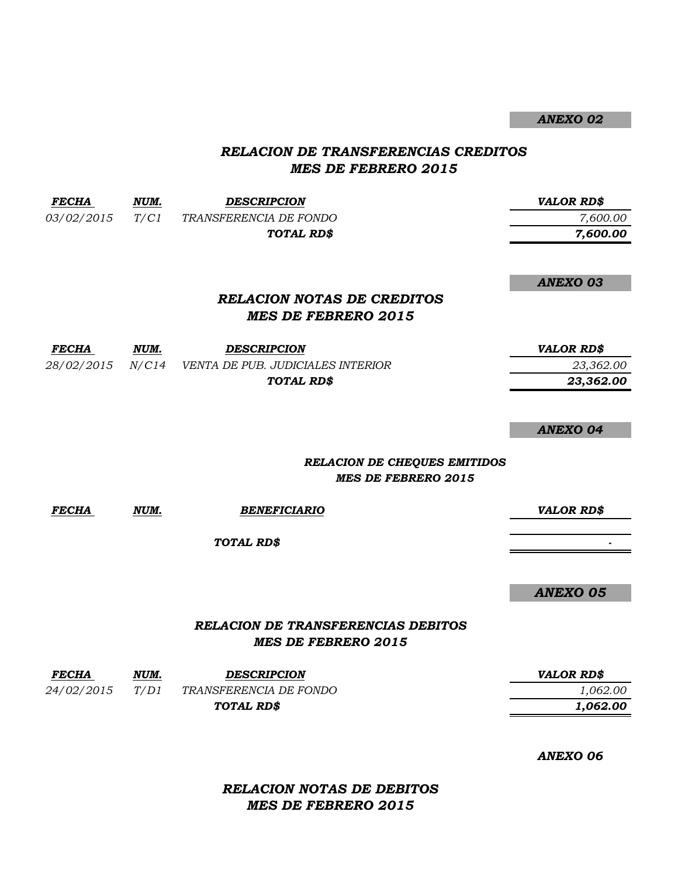*ANEXO 02*

## *RELACION DE TRANSFERENCIAS CREDITOS*
## *MES DE FEBRERO 2015*

| *FECHA* | *NUM.* | *DESCRIPCION* | *VALOR RD$* |
|---|---|---|---|
| *03/02/2015* | *T/C1* | *TRANSFERENCIA DE FONDO* | *7,600.00* |
| | | ***TOTAL RD$*** | ***7,600.00*** |

*ANEXO 03*

## *RELACION NOTAS DE CREDITOS*
## *MES DE FEBRERO 2015*

| *FECHA* | *NUM.* | *DESCRIPCION* | *VALOR RD$* |
|---|---|---|---|
| *28/02/2015* | *N/C14* | *VENTA DE PUB. JUDICIALES INTERIOR* | *23,362.00* |
| | | ***TOTAL RD$*** | ***23,362.00*** |

*ANEXO 04*

## *RELACION DE CHEQUES EMITIDOS*
## *MES DE FEBRERO 2015*

| *FECHA* | *NUM.* | *BENEFICIARIO* | *VALOR RD$* |
|---|---|---|---|
| | | ***TOTAL RD$*** | *-* |

*ANEXO 05*

## *RELACION DE TRANSFERENCIAS DEBITOS*
## *MES DE FEBRERO 2015*

| *FECHA* | *NUM.* | *DESCRIPCION* | *VALOR RD$* |
|---|---|---|---|
| *24/02/2015* | *T/D1* | *TRANSFERENCIA DE FONDO* | *1,062.00* |
| | | ***TOTAL RD$*** | ***1,062.00*** |

*ANEXO 06*

## *RELACION NOTAS DE DEBITOS*
## *MES DE FEBRERO 2015*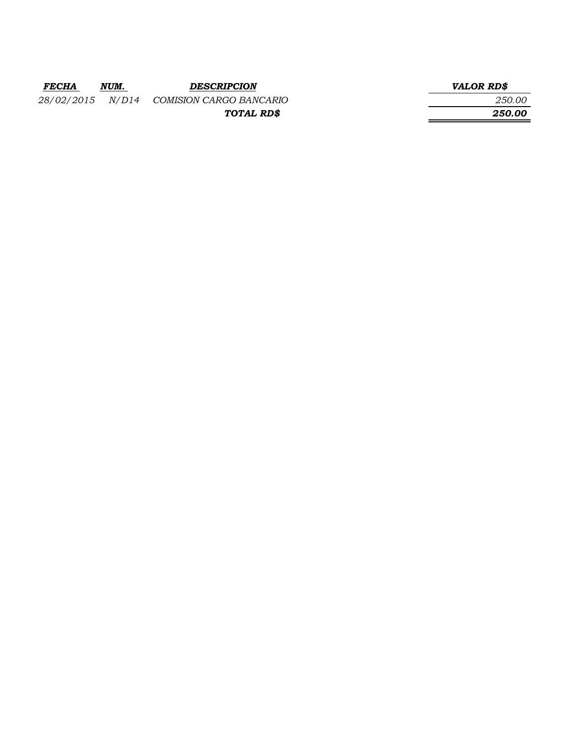| ***FECHA*** | ***NUM.*** | ***DESCRIPCION*** | ***VALOR RD$*** |
|---|---|---|---|
| *28/02/2015* | *N/D14* | *COMISION CARGO BANCARIO* | *250.00* |
| | | ***TOTAL RD$*** | ***250.00*** |